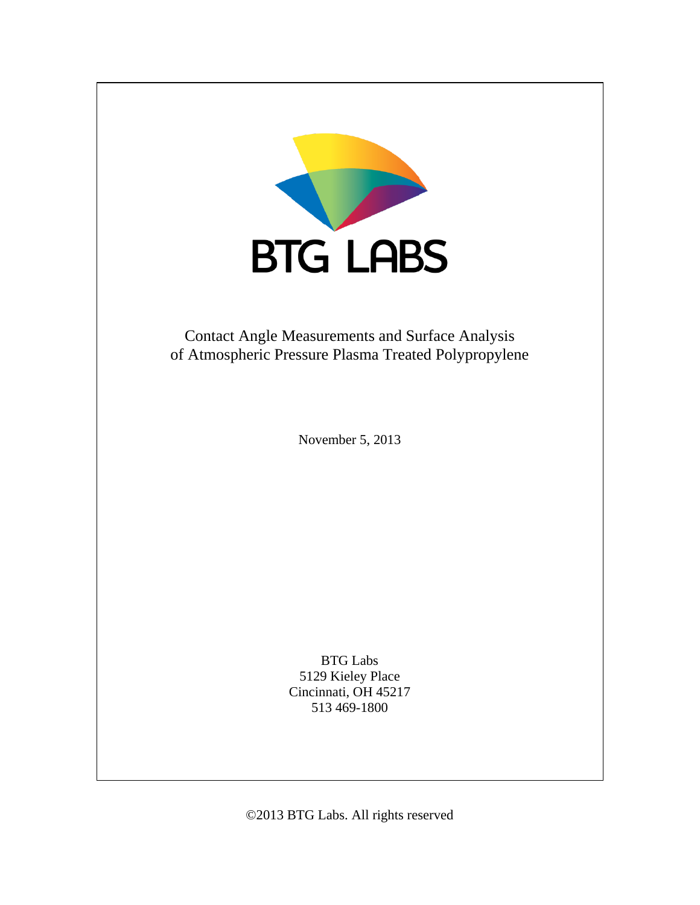# BTG LABS

Contact Angle Measurements and Surface Analysis of Atmospheric Pressure Plasma Treated Polypropylene

November 5, 2013

BTG Labs
5129 Kieley Place
Cincinnati, OH 45217
513 469-1800

©2013 BTG Labs. All rights reserved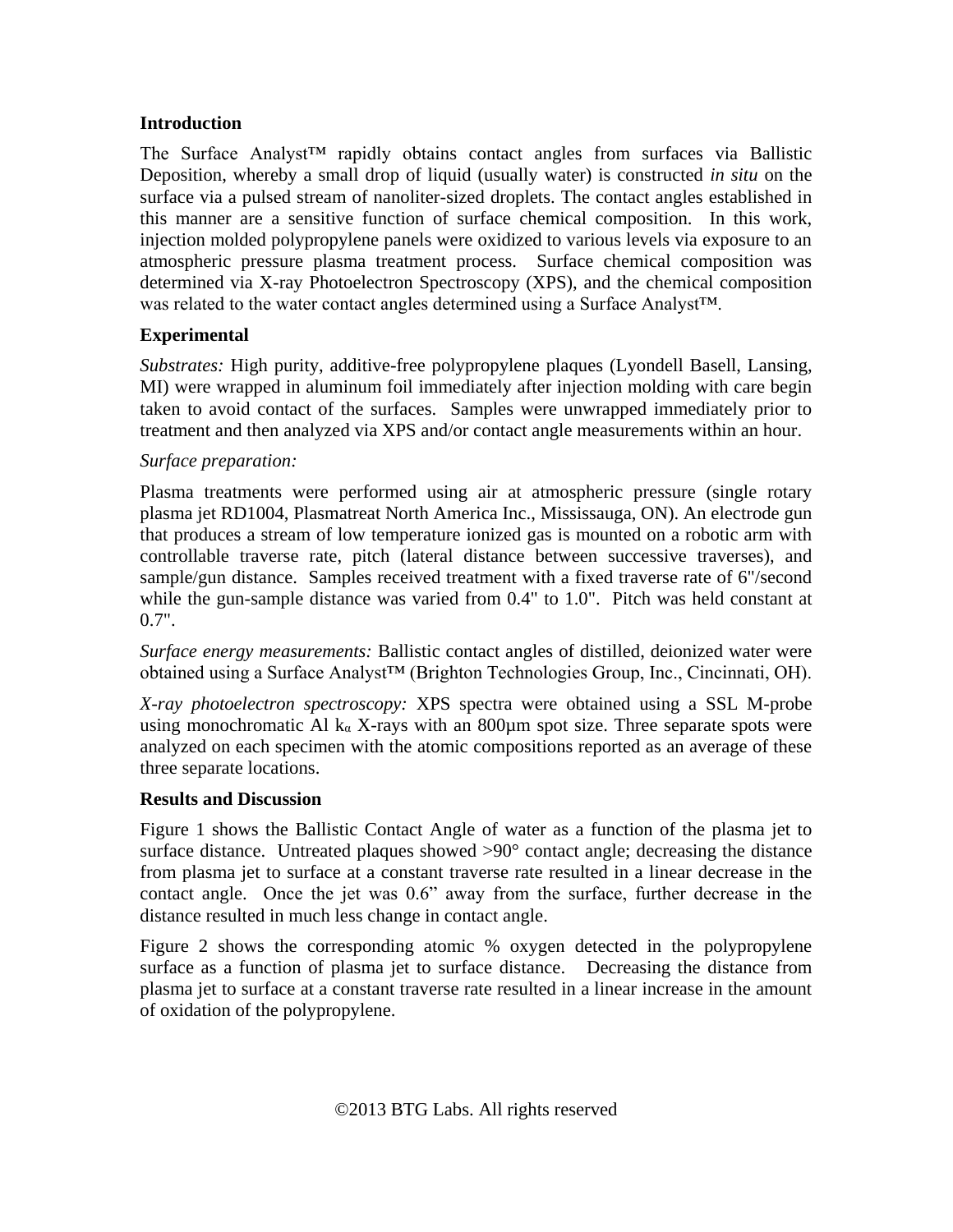## Introduction

The Surface Analyst™ rapidly obtains contact angles from surfaces via Ballistic Deposition, whereby a small drop of liquid (usually water) is constructed *in situ* on the surface via a pulsed stream of nanoliter-sized droplets. The contact angles established in this manner are a sensitive function of surface chemical composition. In this work, injection molded polypropylene panels were oxidized to various levels via exposure to an atmospheric pressure plasma treatment process. Surface chemical composition was determined via X-ray Photoelectron Spectroscopy (XPS), and the chemical composition was related to the water contact angles determined using a Surface Analyst™.

## Experimental

*Substrates:* High purity, additive-free polypropylene plaques (Lyondell Basell, Lansing, MI) were wrapped in aluminum foil immediately after injection molding with care begin taken to avoid contact of the surfaces. Samples were unwrapped immediately prior to treatment and then analyzed via XPS and/or contact angle measurements within an hour.

*Surface preparation:*

Plasma treatments were performed using air at atmospheric pressure (single rotary plasma jet RD1004, Plasmatreat North America Inc., Mississauga, ON). An electrode gun that produces a stream of low temperature ionized gas is mounted on a robotic arm with controllable traverse rate, pitch (lateral distance between successive traverses), and sample/gun distance. Samples received treatment with a fixed traverse rate of 6"/second while the gun-sample distance was varied from 0.4" to 1.0". Pitch was held constant at 0.7".

*Surface energy measurements:* Ballistic contact angles of distilled, deionized water were obtained using a Surface Analyst™ (Brighton Technologies Group, Inc., Cincinnati, OH).

*X-ray photoelectron spectroscopy:* XPS spectra were obtained using a SSL M-probe using monochromatic Al $k_\alpha$ X-rays with an 800µm spot size. Three separate spots were analyzed on each specimen with the atomic compositions reported as an average of these three separate locations.

## Results and Discussion

Figure 1 shows the Ballistic Contact Angle of water as a function of the plasma jet to surface distance. Untreated plaques showed >90° contact angle; decreasing the distance from plasma jet to surface at a constant traverse rate resulted in a linear decrease in the contact angle. Once the jet was 0.6" away from the surface, further decrease in the distance resulted in much less change in contact angle.

Figure 2 shows the corresponding atomic % oxygen detected in the polypropylene surface as a function of plasma jet to surface distance. Decreasing the distance from plasma jet to surface at a constant traverse rate resulted in a linear increase in the amount of oxidation of the polypropylene.

©2013 BTG Labs. All rights reserved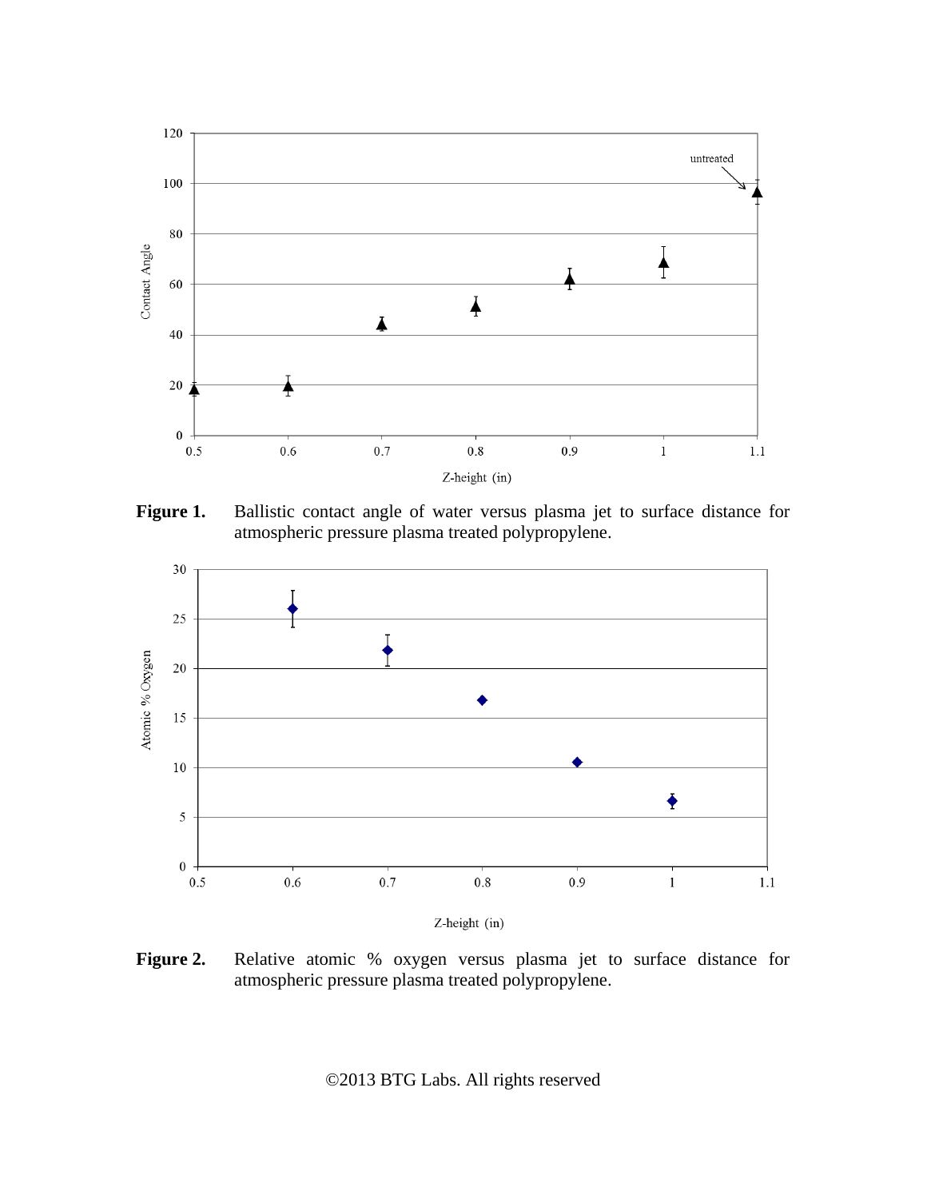**Figure 1.** Ballistic contact angle of water versus plasma jet to surface distance for atmospheric pressure plasma treated polypropylene.

**Figure 2.** Relative atomic % oxygen versus plasma jet to surface distance for atmospheric pressure plasma treated polypropylene.

©2013 BTG Labs. All rights reserved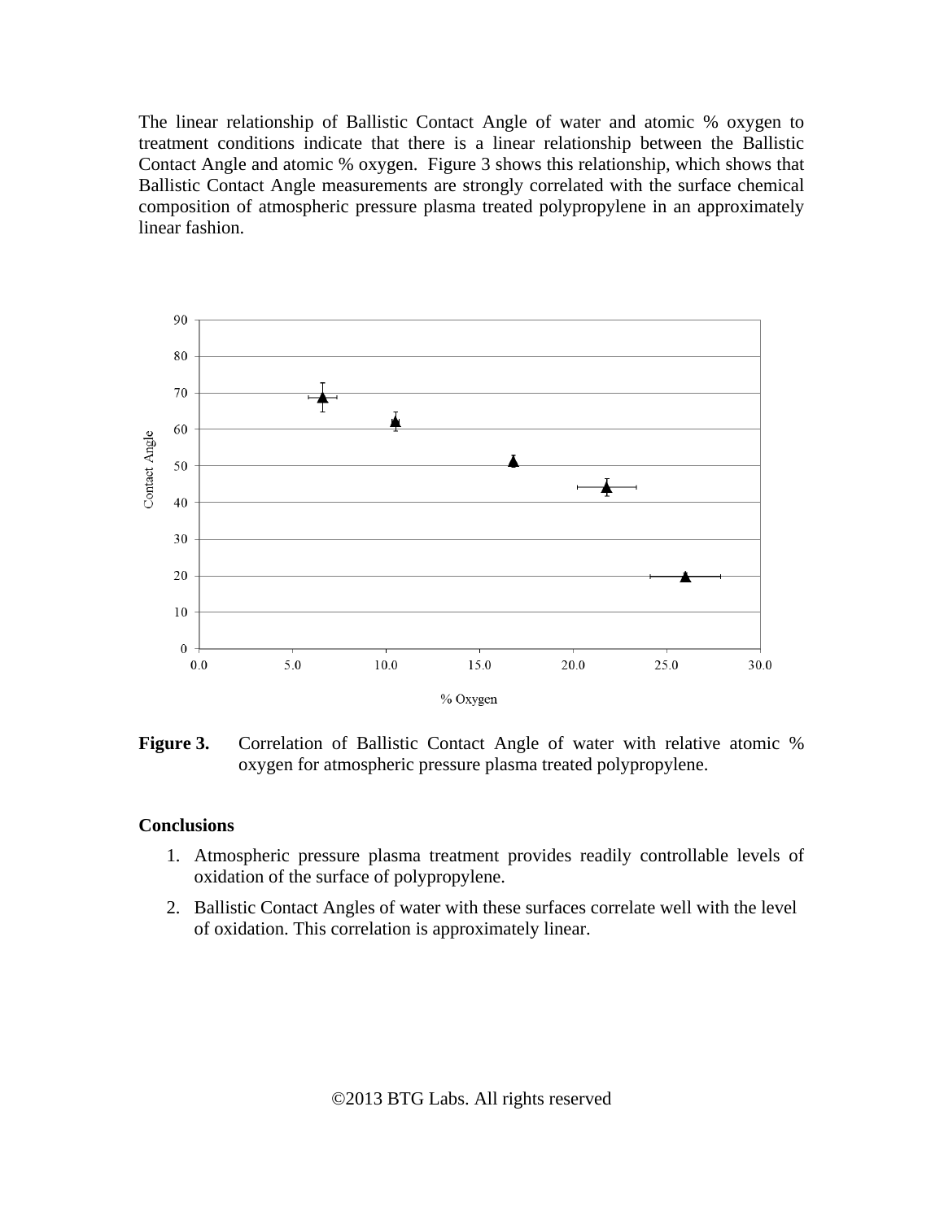The linear relationship of Ballistic Contact Angle of water and atomic % oxygen to treatment conditions indicate that there is a linear relationship between the Ballistic Contact Angle and atomic % oxygen. Figure 3 shows this relationship, which shows that Ballistic Contact Angle measurements are strongly correlated with the surface chemical composition of atmospheric pressure plasma treated polypropylene in an approximately linear fashion.

Contact Angle

90
80
70
60
50
40
30
20
10
0

0.0 5.0 10.0 15.0 20.0 25.0 30.0

% Oxygen

**Figure 3.** Correlation of Ballistic Contact Angle of water with relative atomic % oxygen for atmospheric pressure plasma treated polypropylene.

**Conclusions**

1. Atmospheric pressure plasma treatment provides readily controllable levels of oxidation of the surface of polypropylene.
2. Ballistic Contact Angles of water with these surfaces correlate well with the level of oxidation. This correlation is approximately linear.

©2013 BTG Labs. All rights reserved